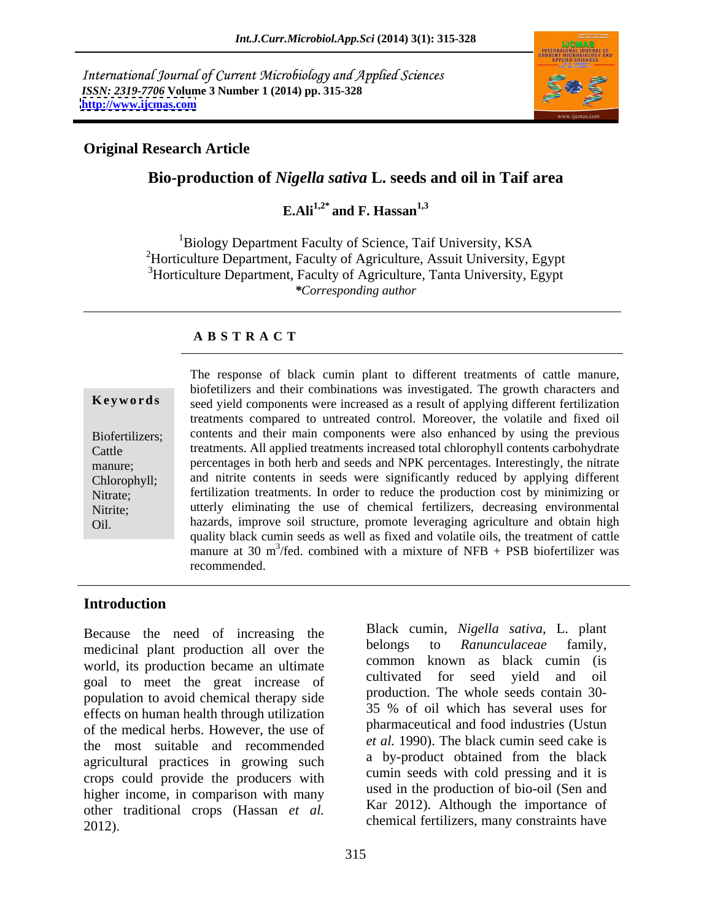International Journal of Current Microbiology and Applied Sciences
*ISSN: 2319-7706* Volume 3 Number 1 (2014) pp. 315-328
http://www.ijcmas.com

**Original Research Article**

# Bio-production of *Nigella sativa* L. seeds and oil in Taif area

**E.Ali[1,2*] and F. Hassan[1,3]**

[1]Biology Department Faculty of Science, Taif University, KSA
[2]Horticulture Department, Faculty of Agriculture, Assuit University, Egypt
[3]Horticulture Department, Faculty of Agriculture, Tanta University, Egypt
*Corresponding author*

## ABSTRACT

**Keywords**

Biofertilizers; Cattle manure; Chlorophyll; Nitrate; Nitrite; Oil.

The response of black cumin plant to different treatments of cattle manure, biofetilizers and their combinations was investigated. The growth characters and seed yield components were increased as a result of applying different fertilization treatments compared to untreated control. Moreover, the volatile and fixed oil contents and their main components were also enhanced by using the previous treatments. All applied treatments increased total chlorophyll contents carbohydrate percentages in both herb and seeds and NPK percentages. Interestingly, the nitrate and nitrite contents in seeds were significantly reduced by applying different fertilization treatments. In order to reduce the production cost by minimizing or utterly eliminating the use of chemical fertilizers, decreasing environmental hazards, improve soil structure, promote leveraging agriculture and obtain high quality black cumin seeds as well as fixed and volatile oils, the treatment of cattle manure at 30 $m^3$/fed. combined with a mixture of NFB + PSB biofertilizer was recommended.

## Introduction

Because the need of increasing the medicinal plant production all over the world, its production became an ultimate goal to meet the great increase of population to avoid chemical therapy side effects on human health through utilization of the medical herbs. However, the use of the most suitable and recommended agricultural practices in growing such crops could provide the producers with higher income, in comparison with many other traditional crops (Hassan *et al.* 2012).

Black cumin, *Nigella sativa*, L. plant belongs to *Ranunculaceae* family, common known as black cumin (is cultivated for seed yield and oil production. The whole seeds contain 30-35 % of oil which has several uses for pharmaceutical and food industries (Ustun *et al.* 1990). The black cumin seed cake is a by-product obtained from the black cumin seeds with cold pressing and it is used in the production of bio-oil (Sen and Kar 2012). Although the importance of chemical fertilizers, many constraints have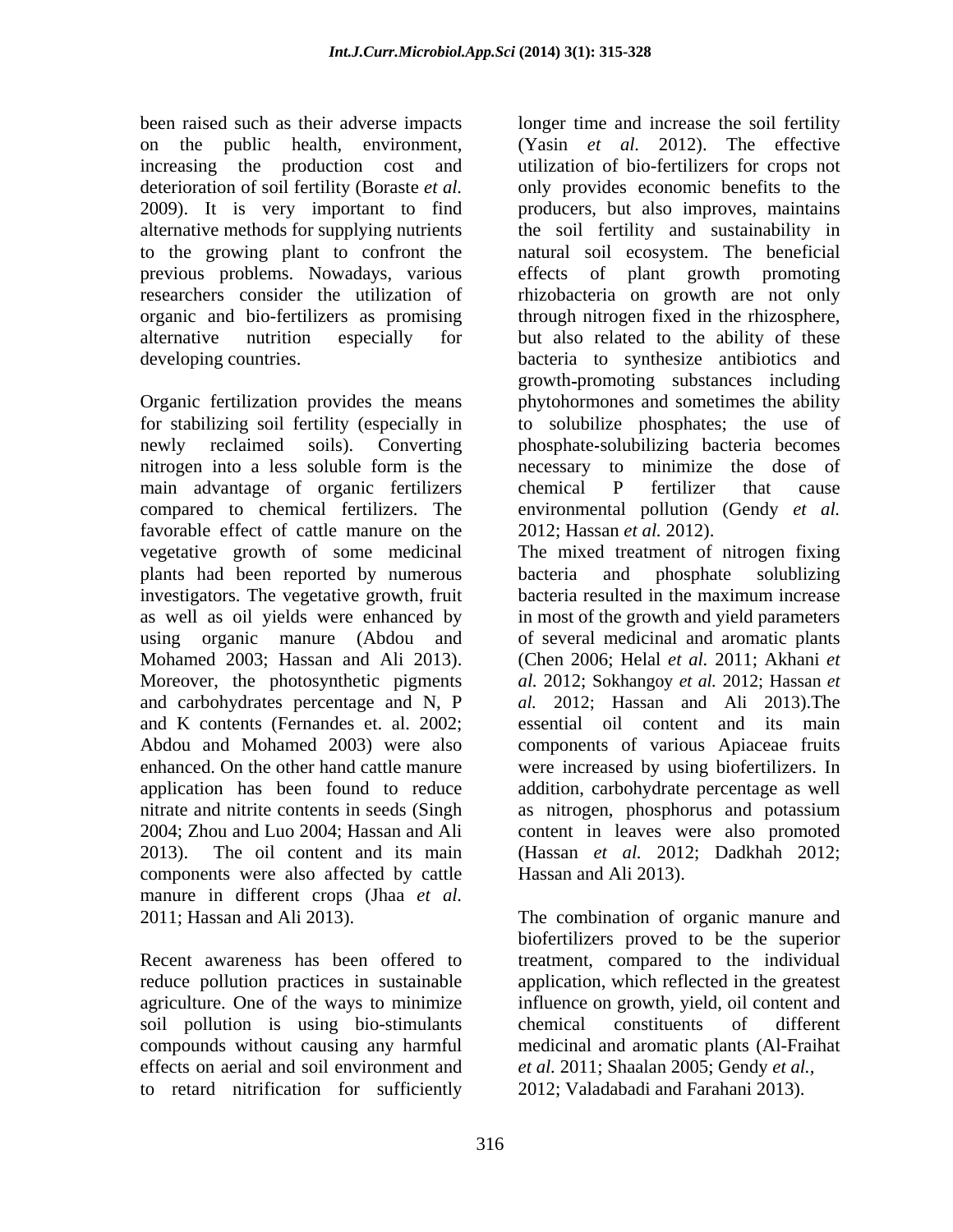been raised such as their adverse impacts on the public health, environment, increasing the production cost and deterioration of soil fertility (Boraste *et al.* 2009). It is very important to find alternative methods for supplying nutrients to the growing plant to confront the previous problems. Nowadays, various researchers consider the utilization of organic and bio-fertilizers as promising alternative nutrition especially for developing countries.

Organic fertilization provides the means for stabilizing soil fertility (especially in newly reclaimed soils). Converting nitrogen into a less soluble form is the main advantage of organic fertilizers compared to chemical fertilizers. The favorable effect of cattle manure on the vegetative growth of some medicinal plants had been reported by numerous investigators. The vegetative growth, fruit as well as oil yields were enhanced by using organic manure (Abdou and Mohamed 2003; Hassan and Ali 2013). Moreover, the photosynthetic pigments and carbohydrates percentage and N, P and K contents (Fernandes et. al. 2002; Abdou and Mohamed 2003) were also enhanced. On the other hand cattle manure application has been found to reduce nitrate and nitrite contents in seeds (Singh 2004; Zhou and Luo 2004; Hassan and Ali 2013). The oil content and its main components were also affected by cattle manure in different crops (Jhaa *et al.* 2011; Hassan and Ali 2013).

Recent awareness has been offered to reduce pollution practices in sustainable agriculture. One of the ways to minimize soil pollution is using bio-stimulants compounds without causing any harmful effects on aerial and soil environment and to retard nitrification for sufficiently longer time and increase the soil fertility (Yasin *et al.* 2012). The effective utilization of bio-fertilizers for crops not only provides economic benefits to the producers, but also improves, maintains the soil fertility and sustainability in natural soil ecosystem. The beneficial effects of plant growth promoting rhizobacteria on growth are not only through nitrogen fixed in the rhizosphere, but also related to the ability of these bacteria to synthesize antibiotics and growth-promoting substances including phytohormones and sometimes the ability to solubilize phosphates; the use of phosphate-solubilizing bacteria becomes necessary to minimize the dose of chemical P fertilizer that cause environmental pollution (Gendy *et al.* 2012; Hassan *et al.* 2012).

The mixed treatment of nitrogen fixing bacteria and phosphate solublizing bacteria resulted in the maximum increase in most of the growth and yield parameters of several medicinal and aromatic plants (Chen 2006; Helal *et al.* 2011; Akhani *et al.* 2012; Sokhangoy *et al.* 2012; Hassan *et al.* 2012; Hassan and Ali 2013).The essential oil content and its main components of various Apiaceae fruits were increased by using biofertilizers. In addition, carbohydrate percentage as well as nitrogen, phosphorus and potassium content in leaves were also promoted (Hassan *et al.* 2012; Dadkhah 2012; Hassan and Ali 2013).

The combination of organic manure and biofertilizers proved to be the superior treatment, compared to the individual application, which reflected in the greatest influence on growth, yield, oil content and chemical constituents of different medicinal and aromatic plants (Al-Fraihat *et al.* 2011; Shaalan 2005; Gendy *et al.,* 2012; Valadabadi and Farahani 2013).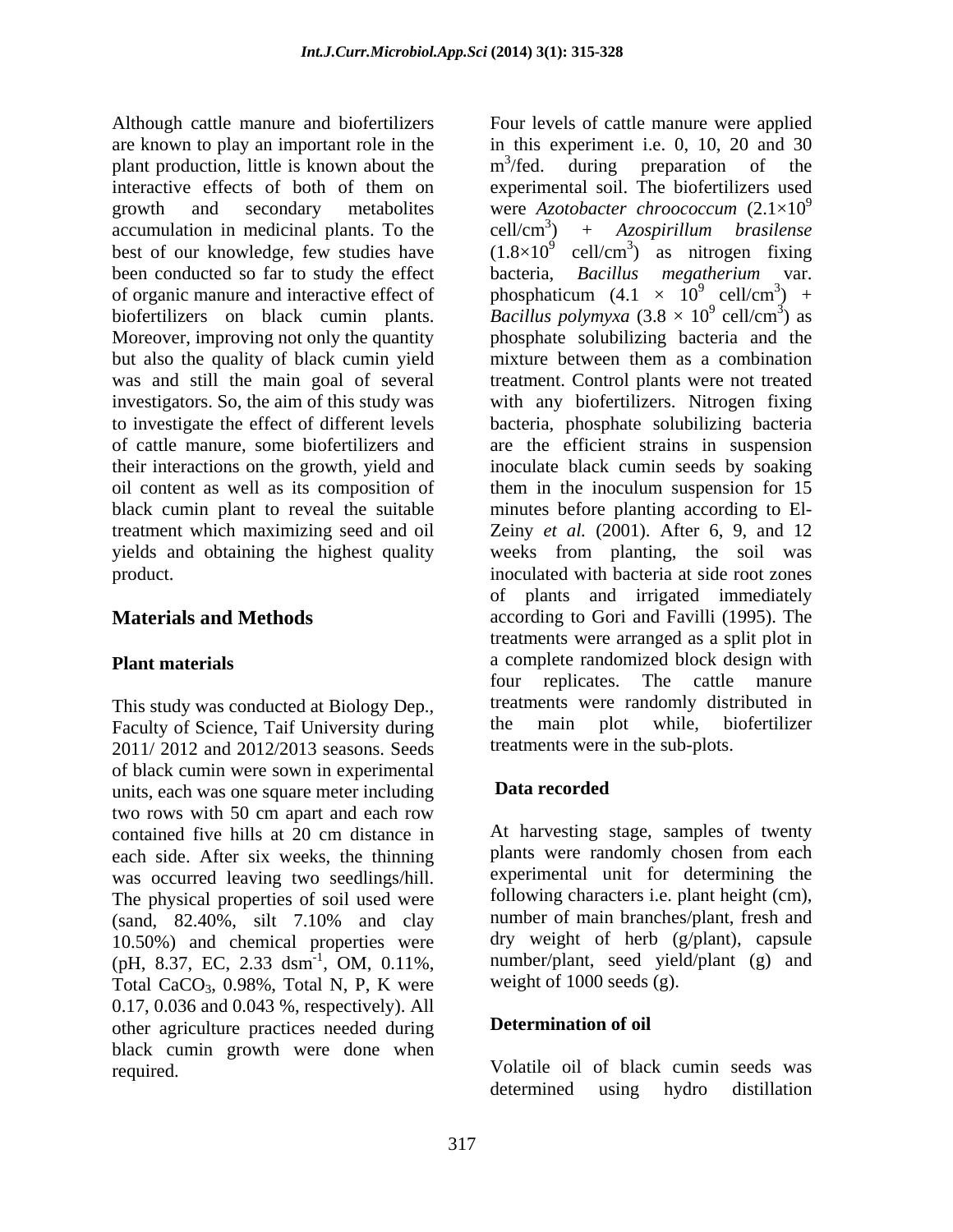Although cattle manure and biofertilizers are known to play an important role in the plant production, little is known about the interactive effects of both of them on growth and secondary metabolites accumulation in medicinal plants. To the best of our knowledge, few studies have been conducted so far to study the effect of organic manure and interactive effect of biofertilizers on black cumin plants. Moreover, improving not only the quantity but also the quality of black cumin yield was and still the main goal of several investigators. So, the aim of this study was to investigate the effect of different levels of cattle manure, some biofertilizers and their interactions on the growth, yield and oil content as well as its composition of black cumin plant to reveal the suitable treatment which maximizing seed and oil yields and obtaining the highest quality product.

## Materials and Methods

### Plant materials

This study was conducted at Biology Dep., Faculty of Science, Taif University during 2011/ 2012 and 2012/2013 seasons. Seeds of black cumin were sown in experimental units, each was one square meter including two rows with 50 cm apart and each row contained five hills at 20 cm distance in each side. After six weeks, the thinning was occurred leaving two seedlings/hill. The physical properties of soil used were (sand, 82.40%, silt 7.10% and clay 10.50%) and chemical properties were (pH, 8.37, EC, 2.33 $dsm^{-1}$, OM, 0.11%, Total $CaCO_3$, 0.98%, Total N, P, K were 0.17, 0.036 and 0.043 %, respectively). All other agriculture practices needed during black cumin growth were done when required.

Four levels of cattle manure were applied in this experiment i.e. 0, 10, 20 and 30 $m^3$/fed. during preparation of the experimental soil. The biofertilizers used were *Azotobacter chroococcum* ($2.1\times10^9$ cell/$cm^3$) + *Azospirillum brasilense* ($1.8\times10^9$ cell/$cm^3$) as nitrogen fixing bacteria, *Bacillus megatherium* var. phosphaticum ($4.1 \times 10^9$ cell/$cm^3$) + *Bacillus polymyxa* ($3.8 \times 10^9$ cell/$cm^3$) as phosphate solubilizing bacteria and the mixture between them as a combination treatment. Control plants were not treated with any biofertilizers. Nitrogen fixing bacteria, phosphate solubilizing bacteria are the efficient strains in suspension inoculate black cumin seeds by soaking them in the inoculum suspension for 15 minutes before planting according to El-Zeiny *et al.* (2001). After 6, 9, and 12 weeks from planting, the soil was inoculated with bacteria at side root zones of plants and irrigated immediately according to Gori and Favilli (1995). The treatments were arranged as a split plot in a complete randomized block design with four replicates. The cattle manure treatments were randomly distributed in the main plot while, biofertilizer treatments were in the sub-plots.

### Data recorded

At harvesting stage, samples of twenty plants were randomly chosen from each experimental unit for determining the following characters i.e. plant height (cm), number of main branches/plant, fresh and dry weight of herb (g/plant), capsule number/plant, seed yield/plant (g) and weight of 1000 seeds (g).

### Determination of oil

Volatile oil of black cumin seeds was determined using hydro distillation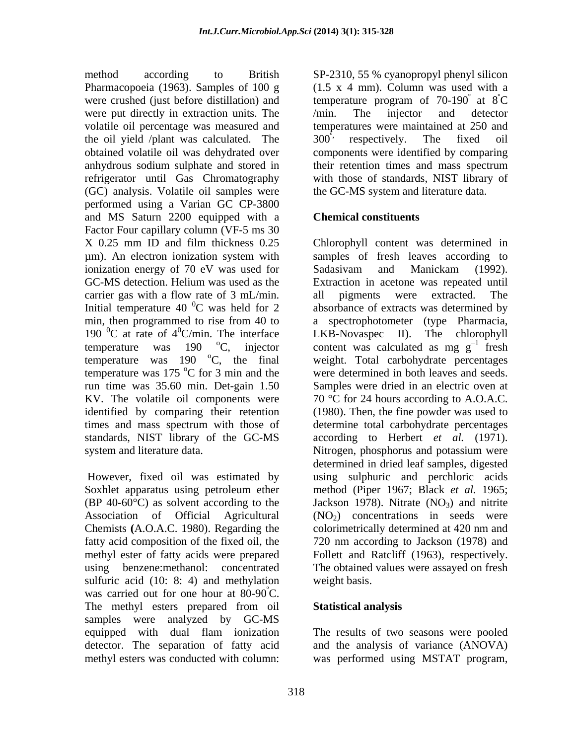method according to British Pharmacopoeia (1963). Samples of 100 g were crushed (just before distillation) and were put directly in extraction units. The volatile oil percentage was measured and the oil yield /plant was calculated. The obtained volatile oil was dehydrated over anhydrous sodium sulphate and stored in refrigerator until Gas Chromatography (GC) analysis. Volatile oil samples were performed using a Varian GC CP-3800 and MS Saturn 2200 equipped with a Factor Four capillary column (VF-5 ms 30 X 0.25 mm ID and film thickness 0.25 µm). An electron ionization system with ionization energy of 70 eV was used for GC-MS detection. Helium was used as the carrier gas with a flow rate of 3 mL/min. Initial temperature 40 $^0$C was held for 2 min, then programmed to rise from 40 to 190 $^0$C at rate of 4$^0$C/min. The interface temperature was 190 $^o$C, injector temperature was 190 $^o$C, the final temperature was 175 $^o$C for 3 min and the run time was 35.60 min. Det-gain 1.50 KV. The volatile oil components were identified by comparing their retention times and mass spectrum with those of standards, NIST library of the GC-MS system and literature data.

However, fixed oil was estimated by Soxhlet apparatus using petroleum ether (BP 40-60°C) as solvent according to the Association of Official Agricultural Chemists (A.O.A.C. 1980). Regarding the fatty acid composition of the fixed oil, the methyl ester of fatty acids were prepared using benzene:methanol: concentrated sulfuric acid (10: 8: 4) and methylation was carried out for one hour at 80-90$^°$C. The methyl esters prepared from oil samples were analyzed by GC-MS equipped with dual flam ionization detector. The separation of fatty acid methyl esters was conducted with column: SP-2310, 55 % cyanopropyl phenyl silicon (1.5 x 4 mm). Column was used with a temperature program of 70-190$^°$ at 8$^°$C /min. The injector and detector temperatures were maintained at 250 and 300$^°$, respectively. The fixed oil components were identified by comparing their retention times and mass spectrum with those of standards, NIST library of the GC-MS system and literature data.

## Chemical constituents

Chlorophyll content was determined in samples of fresh leaves according to Sadasivam and Manickam (1992). Extraction in acetone was repeated until all pigments were extracted. The absorbance of extracts was determined by a spectrophotometer (type Pharmacia, LKB-Novaspec II). The chlorophyll content was calculated as mg $g^{-1}$ fresh weight. Total carbohydrate percentages were determined in both leaves and seeds. Samples were dried in an electric oven at 70 °C for 24 hours according to A.O.A.C. (1980). Then, the fine powder was used to determine total carbohydrate percentages according to Herbert *et al.* (1971). Nitrogen, phosphorus and potassium were determined in dried leaf samples, digested using sulphuric and perchloric acids method (Piper 1967; Black *et al.* 1965; Jackson 1978). Nitrate ($NO_3$) and nitrite ($NO_2$) concentrations in seeds were colorimetrically determined at 420 nm and 720 nm according to Jackson (1978) and Follett and Ratcliff (1963), respectively. The obtained values were assayed on fresh weight basis.

## Statistical analysis

The results of two seasons were pooled and the analysis of variance (ANOVA) was performed using MSTAT program,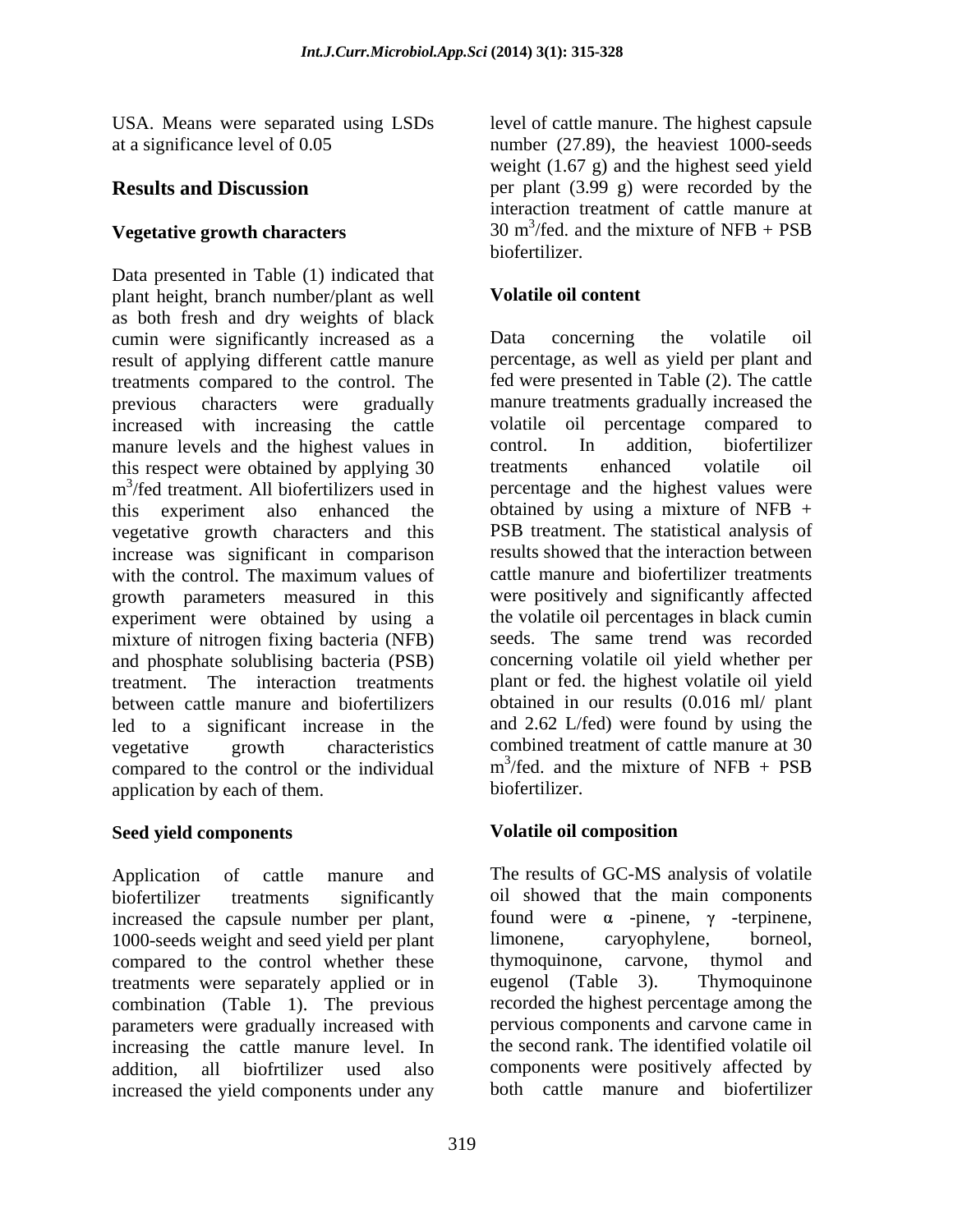USA. Means were separated using LSDs at a significance level of 0.05

## Results and Discussion

### Vegetative growth characters

Data presented in Table (1) indicated that plant height, branch number/plant as well as both fresh and dry weights of black cumin were significantly increased as a result of applying different cattle manure treatments compared to the control. The previous characters were gradually increased with increasing the cattle manure levels and the highest values in this respect were obtained by applying 30 $m^3$/fed treatment. All biofertilizers used in this experiment also enhanced the vegetative growth characters and this increase was significant in comparison with the control. The maximum values of growth parameters measured in this experiment were obtained by using a mixture of nitrogen fixing bacteria (NFB) and phosphate solublising bacteria (PSB) treatment. The interaction treatments between cattle manure and biofertilizers led to a significant increase in the vegetative growth characteristics compared to the control or the individual application by each of them.

### Seed yield components

Application of cattle manure and biofertilizer treatments significantly increased the capsule number per plant, 1000-seeds weight and seed yield per plant compared to the control whether these treatments were separately applied or in combination (Table 1). The previous parameters were gradually increased with increasing the cattle manure level. In addition, all biofrtilizer used also increased the yield components under any level of cattle manure. The highest capsule number (27.89), the heaviest 1000-seeds weight (1.67 g) and the highest seed yield per plant (3.99 g) were recorded by the interaction treatment of cattle manure at 30 $m^3$/fed. and the mixture of NFB + PSB biofertilizer.

### Volatile oil content

Data concerning the volatile oil percentage, as well as yield per plant and fed were presented in Table (2). The cattle manure treatments gradually increased the volatile oil percentage compared to control. In addition, biofertilizer treatments enhanced volatile oil percentage and the highest values were obtained by using a mixture of NFB + PSB treatment. The statistical analysis of results showed that the interaction between cattle manure and biofertilizer treatments were positively and significantly affected the volatile oil percentages in black cumin seeds. The same trend was recorded concerning volatile oil yield whether per plant or fed. the highest volatile oil yield obtained in our results (0.016 ml/ plant and 2.62 L/fed) were found by using the combined treatment of cattle manure at 30 $m^3$/fed. and the mixture of NFB + PSB biofertilizer.

### Volatile oil composition

The results of GC-MS analysis of volatile oil showed that the main components found were $\alpha$ -pinene, $\gamma$ -terpinene, limonene, caryophylene, borneol, thymoquinone, carvone, thymol and eugenol (Table 3). Thymoquinone recorded the highest percentage among the pervious components and carvone came in the second rank. The identified volatile oil components were positively affected by both cattle manure and biofertilizer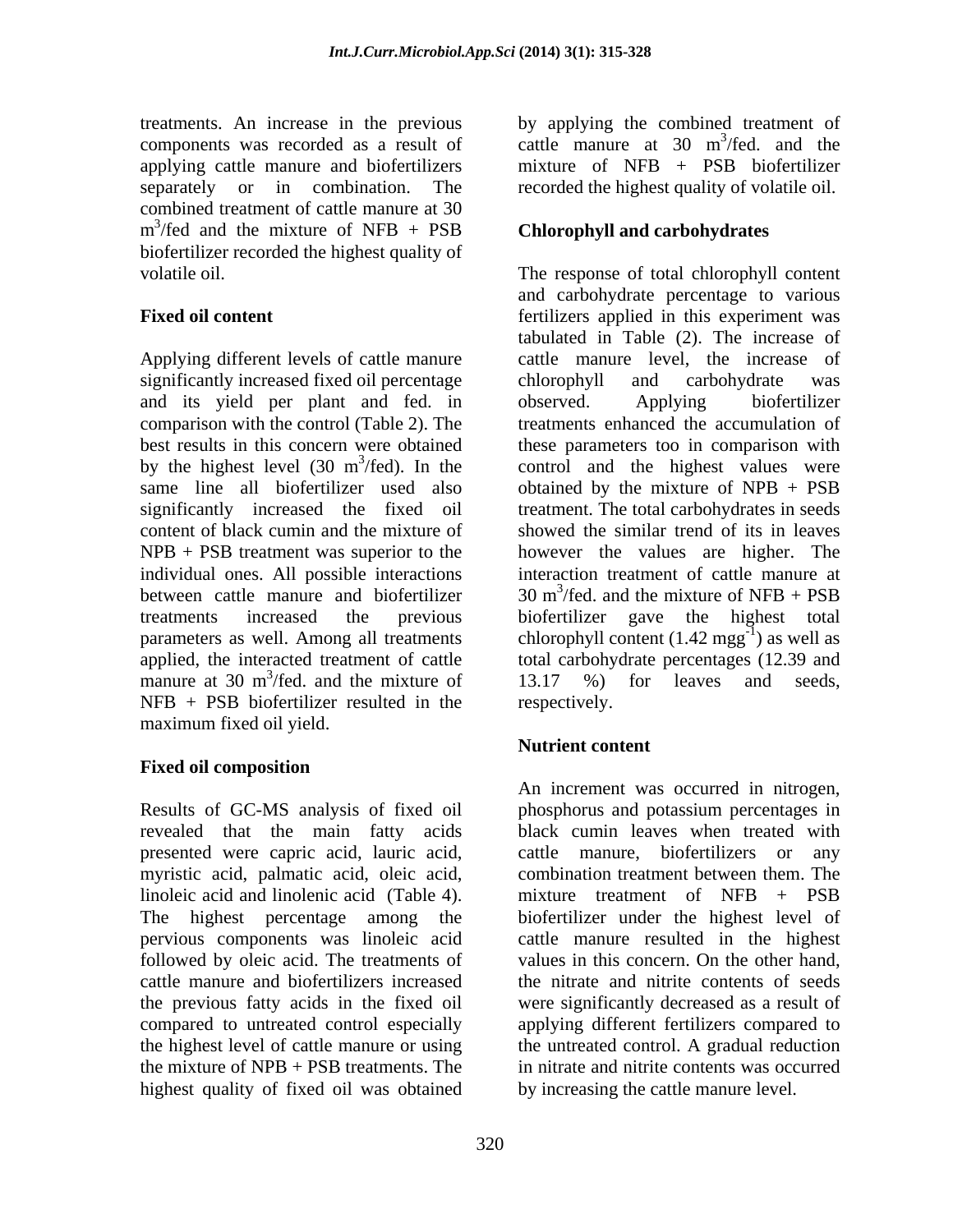treatments. An increase in the previous components was recorded as a result of applying cattle manure and biofertilizers separately or in combination. The combined treatment of cattle manure at 30 $m^3$/fed and the mixture of NFB + PSB biofertilizer recorded the highest quality of volatile oil.

### Fixed oil content

Applying different levels of cattle manure significantly increased fixed oil percentage and its yield per plant and fed. in comparison with the control (Table 2). The best results in this concern were obtained by the highest level (30 $m^3$/fed). In the same line all biofertilizer used also significantly increased the fixed oil content of black cumin and the mixture of NPB + PSB treatment was superior to the individual ones. All possible interactions between cattle manure and biofertilizer treatments increased the previous parameters as well. Among all treatments applied, the interacted treatment of cattle manure at 30 $m^3$/fed. and the mixture of NFB + PSB biofertilizer resulted in the maximum fixed oil yield.

### Fixed oil composition

Results of GC-MS analysis of fixed oil revealed that the main fatty acids presented were capric acid, lauric acid, myristic acid, palmatic acid, oleic acid, linoleic acid and linolenic acid (Table 4). The highest percentage among the pervious components was linoleic acid followed by oleic acid. The treatments of cattle manure and biofertilizers increased the previous fatty acids in the fixed oil compared to untreated control especially the highest level of cattle manure or using the mixture of NPB + PSB treatments. The highest quality of fixed oil was obtained by applying the combined treatment of cattle manure at 30 $m^3$/fed. and the mixture of NFB + PSB biofertilizer recorded the highest quality of volatile oil.

### Chlorophyll and carbohydrates

The response of total chlorophyll content and carbohydrate percentage to various fertilizers applied in this experiment was tabulated in Table (2). The increase of cattle manure level, the increase of chlorophyll and carbohydrate was observed. Applying biofertilizer treatments enhanced the accumulation of these parameters too in comparison with control and the highest values were obtained by the mixture of NPB + PSB treatment. The total carbohydrates in seeds showed the similar trend of its in leaves however the values are higher. The interaction treatment of cattle manure at 30 $m^3$/fed. and the mixture of NFB + PSB biofertilizer gave the highest total chlorophyll content (1.42 $mgg^{-1}$) as well as total carbohydrate percentages (12.39 and 13.17 %) for leaves and seeds, respectively.

### Nutrient content

An increment was occurred in nitrogen, phosphorus and potassium percentages in black cumin leaves when treated with cattle manure, biofertilizers or any combination treatment between them. The mixture treatment of NFB + PSB biofertilizer under the highest level of cattle manure resulted in the highest values in this concern. On the other hand, the nitrate and nitrite contents of seeds were significantly decreased as a result of applying different fertilizers compared to the untreated control. A gradual reduction in nitrate and nitrite contents was occurred by increasing the cattle manure level.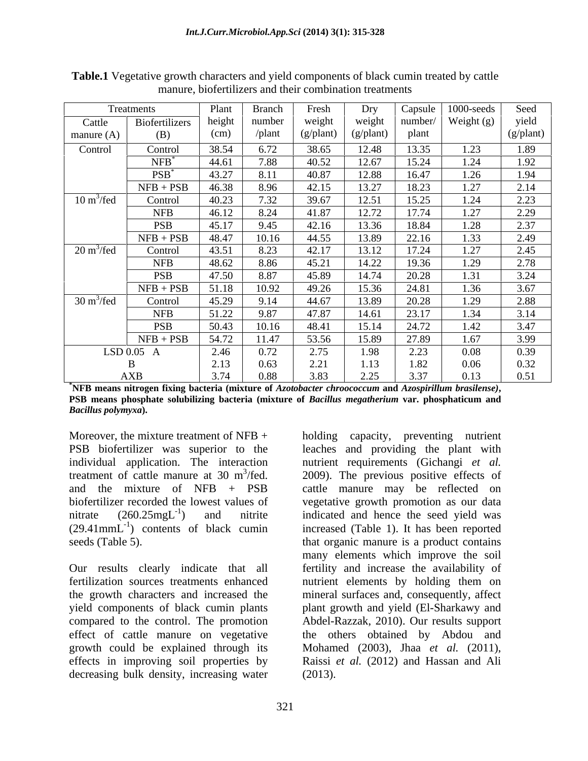**Table.1** Vegetative growth characters and yield components of black cumin treated by cattle manure, biofertilizers and their combination treatments

| Treatments | | Plant height (cm) | Branch number /plant | Fresh weight (g/plant) | Dry weight (g/plant) | Capsule number/ plant | 1000-seeds Weight (g) | Seed yield (g/plant) |
|---|---|---|---|---|---|---|---|---|
| Cattle manure (A) | Biofertilizers (B) | | | | | | | |
| Control | Control | 38.54 | 6.72 | 38.65 | 12.48 | 13.35 | 1.23 | 1.89 |
| | NFB* | 44.61 | 7.88 | 40.52 | 12.67 | 15.24 | 1.24 | 1.92 |
| | PSB* | 43.27 | 8.11 | 40.87 | 12.88 | 16.47 | 1.26 | 1.94 |
| | NFB + PSB | 46.38 | 8.96 | 42.15 | 13.27 | 18.23 | 1.27 | 2.14 |
| 10 $m^3$/fed | Control | 40.23 | 7.32 | 39.67 | 12.51 | 15.25 | 1.24 | 2.23 |
| | NFB | 46.12 | 8.24 | 41.87 | 12.72 | 17.74 | 1.27 | 2.29 |
| | PSB | 45.17 | 9.45 | 42.16 | 13.36 | 18.84 | 1.28 | 2.37 |
| | NFB + PSB | 48.47 | 10.16 | 44.55 | 13.89 | 22.16 | 1.33 | 2.49 |
| 20 $m^3$/fed | Control | 43.51 | 8.23 | 42.17 | 13.12 | 17.24 | 1.27 | 2.45 |
| | NFB | 48.62 | 8.86 | 45.21 | 14.22 | 19.36 | 1.29 | 2.78 |
| | PSB | 47.50 | 8.87 | 45.89 | 14.74 | 20.28 | 1.31 | 3.24 |
| | NFB + PSB | 51.18 | 10.92 | 49.26 | 15.36 | 24.81 | 1.36 | 3.67 |
| 30 $m^3$/fed | Control | 45.29 | 9.14 | 44.67 | 13.89 | 20.28 | 1.29 | 2.88 |
| | NFB | 51.22 | 9.87 | 47.87 | 14.61 | 23.17 | 1.34 | 3.14 |
| | PSB | 50.43 | 10.16 | 48.41 | 15.14 | 24.72 | 1.42 | 3.47 |
| | NFB + PSB | 54.72 | 11.47 | 53.56 | 15.89 | 27.89 | 1.67 | 3.99 |
| LSD 0.05 A | | 2.46 | 0.72 | 2.75 | 1.98 | 2.23 | 0.08 | 0.39 |
| B | | 2.13 | 0.63 | 2.21 | 1.13 | 1.82 | 0.06 | 0.32 |
| AXB | | 3.74 | 0.88 | 3.83 | 2.25 | 3.37 | 0.13 | 0.51 |

**\*NFB means nitrogen fixing bacteria (mixture of *Azotobacter chroococcum* and *Azospirillum brasilense*), PSB means phosphate solubilizing bacteria (mixture of *Bacillus megatherium* var. phosphaticum and *Bacillus polymyxa*).**

Moreover, the mixture treatment of NFB + PSB biofertilizer was superior to the individual application. The interaction treatment of cattle manure at 30 $m^3$/fed. and the mixture of NFB + PSB biofertilizer recorded the lowest values of nitrate ($260.25 mgL^{-1}$) and nitrite ($29.41 mmL^{-1}$) contents of black cumin seeds (Table 5).

Our results clearly indicate that all fertilization sources treatments enhanced the growth characters and increased the yield components of black cumin plants compared to the control. The promotion effect of cattle manure on vegetative growth could be explained through its effects in improving soil properties by decreasing bulk density, increasing water holding capacity, preventing nutrient leaches and providing the plant with nutrient requirements (Gichangi *et al.* 2009). The previous positive effects of cattle manure may be reflected on vegetative growth promotion as our data indicated and hence the seed yield was increased (Table 1). It has been reported that organic manure is a product contains many elements which improve the soil fertility and increase the availability of nutrient elements by holding them on mineral surfaces and, consequently, affect plant growth and yield (El-Sharkawy and Abdel-Razzak, 2010). Our results support the others obtained by Abdou and Mohamed (2003), Jhaa *et al.* (2011), Raissi *et al.* (2012) and Hassan and Ali (2013).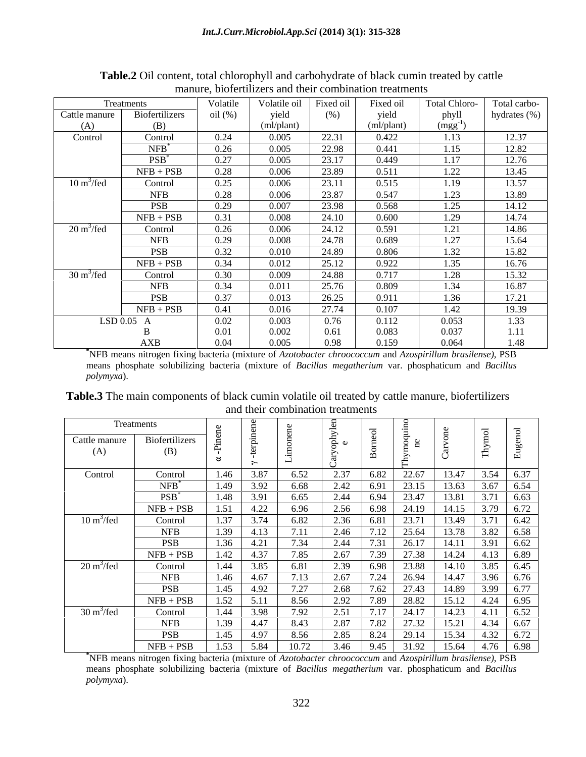**Table.2** Oil content, total chlorophyll and carbohydrate of black cumin treated by cattle manure, biofertilizers and their combination treatments

| Treatments | | Volatile oil (%) | Volatile oil yield (ml/plant) | Fixed oil (%) | Fixed oil yield (ml/plant) | Total Chlorophyll ($mgg^{-1}$) | Total carbohydrates (%) |
|---|---|---|---|---|---|---|---|
| Cattle manure (A) | Biofertilizers (B) | | | | | | |
| Control | Control | 0.24 | 0.005 | 22.31 | 0.422 | 1.13 | 12.37 |
| | NFB* | 0.26 | 0.005 | 22.98 | 0.441 | 1.15 | 12.82 |
| | PSB* | 0.27 | 0.005 | 23.17 | 0.449 | 1.17 | 12.76 |
| | NFB + PSB | 0.28 | 0.006 | 23.89 | 0.511 | 1.22 | 13.45 |
| 10 $m^3$/fed | Control | 0.25 | 0.006 | 23.11 | 0.515 | 1.19 | 13.57 |
| | NFB | 0.28 | 0.006 | 23.87 | 0.547 | 1.23 | 13.89 |
| | PSB | 0.29 | 0.007 | 23.98 | 0.568 | 1.25 | 14.12 |
| | NFB + PSB | 0.31 | 0.008 | 24.10 | 0.600 | 1.29 | 14.74 |
| 20 $m^3$/fed | Control | 0.26 | 0.006 | 24.12 | 0.591 | 1.21 | 14.86 |
| | NFB | 0.29 | 0.008 | 24.78 | 0.689 | 1.27 | 15.64 |
| | PSB | 0.32 | 0.010 | 24.89 | 0.806 | 1.32 | 15.82 |
| | NFB + PSB | 0.34 | 0.012 | 25.12 | 0.922 | 1.35 | 16.76 |
| 30 $m^3$/fed | Control | 0.30 | 0.009 | 24.88 | 0.717 | 1.28 | 15.32 |
| | NFB | 0.34 | 0.011 | 25.76 | 0.809 | 1.34 | 16.87 |
| | PSB | 0.37 | 0.013 | 26.25 | 0.911 | 1.36 | 17.21 |
| | NFB + PSB | 0.41 | 0.016 | 27.74 | 0.107 | 1.42 | 19.39 |
| LSD 0.05 | A | 0.02 | 0.003 | 0.76 | 0.112 | 0.053 | 1.33 |
| | B | 0.01 | 0.002 | 0.61 | 0.083 | 0.037 | 1.11 |
| | AXB | 0.04 | 0.005 | 0.98 | 0.159 | 0.064 | 1.48 |

*NFB means nitrogen fixing bacteria (mixture of *Azotobacter chroococcum* and *Azospirillum brasilense),* PSB means phosphate solubilizing bacteria (mixture of *Bacillus megatherium* var. phosphaticum and *Bacillus polymyxa*).

**Table.3** The main components of black cumin volatile oil treated by cattle manure, biofertilizers and their combination treatments

| Treatments | | α-Pinene | γ-terpinene | Limonene | Caryophylene | Borneol | Thymoquinone | Carvone | Thymol | Eugenol |
|---|---|---|---|---|---|---|---|---|---|---|
| Cattle manure (A) | Biofertilizers (B) | | | | | | | | | |
| Control | Control | 1.46 | 3.87 | 6.52 | 2.37 | 6.82 | 22.67 | 13.47 | 3.54 | 6.37 |
| | NFB* | 1.49 | 3.92 | 6.68 | 2.42 | 6.91 | 23.15 | 13.63 | 3.67 | 6.54 |
| | PSB* | 1.48 | 3.91 | 6.65 | 2.44 | 6.94 | 23.47 | 13.81 | 3.71 | 6.63 |
| | NFB + PSB | 1.51 | 4.22 | 6.96 | 2.56 | 6.98 | 24.19 | 14.15 | 3.79 | 6.72 |
| 10 $m^3$/fed | Control | 1.37 | 3.74 | 6.82 | 2.36 | 6.81 | 23.71 | 13.49 | 3.71 | 6.42 |
| | NFB | 1.39 | 4.13 | 7.11 | 2.46 | 7.12 | 25.64 | 13.78 | 3.82 | 6.58 |
| | PSB | 1.36 | 4.21 | 7.34 | 2.44 | 7.31 | 26.17 | 14.11 | 3.91 | 6.62 |
| | NFB + PSB | 1.42 | 4.37 | 7.85 | 2.67 | 7.39 | 27.38 | 14.24 | 4.13 | 6.89 |
| 20 $m^3$/fed | Control | 1.44 | 3.85 | 6.81 | 2.39 | 6.98 | 23.88 | 14.10 | 3.85 | 6.45 |
| | NFB | 1.46 | 4.67 | 7.13 | 2.67 | 7.24 | 26.94 | 14.47 | 3.96 | 6.76 |
| | PSB | 1.45 | 4.92 | 7.27 | 2.68 | 7.62 | 27.43 | 14.89 | 3.99 | 6.77 |
| | NFB + PSB | 1.52 | 5.11 | 8.56 | 2.92 | 7.89 | 28.82 | 15.12 | 4.24 | 6.95 |
| 30 $m^3$/fed | Control | 1.44 | 3.98 | 7.92 | 2.51 | 7.17 | 24.17 | 14.23 | 4.11 | 6.52 |
| | NFB | 1.39 | 4.47 | 8.43 | 2.87 | 7.82 | 27.32 | 15.21 | 4.34 | 6.67 |
| | PSB | 1.45 | 4.97 | 8.56 | 2.85 | 8.24 | 29.14 | 15.34 | 4.32 | 6.72 |
| | NFB + PSB | 1.53 | 5.84 | 10.72 | 3.46 | 9.45 | 31.92 | 15.64 | 4.76 | 6.98 |

*NFB means nitrogen fixing bacteria (mixture of *Azotobacter chroococcum* and *Azospirillum brasilense),* PSB means phosphate solubilizing bacteria (mixture of *Bacillus megatherium* var. phosphaticum and *Bacillus polymyxa*).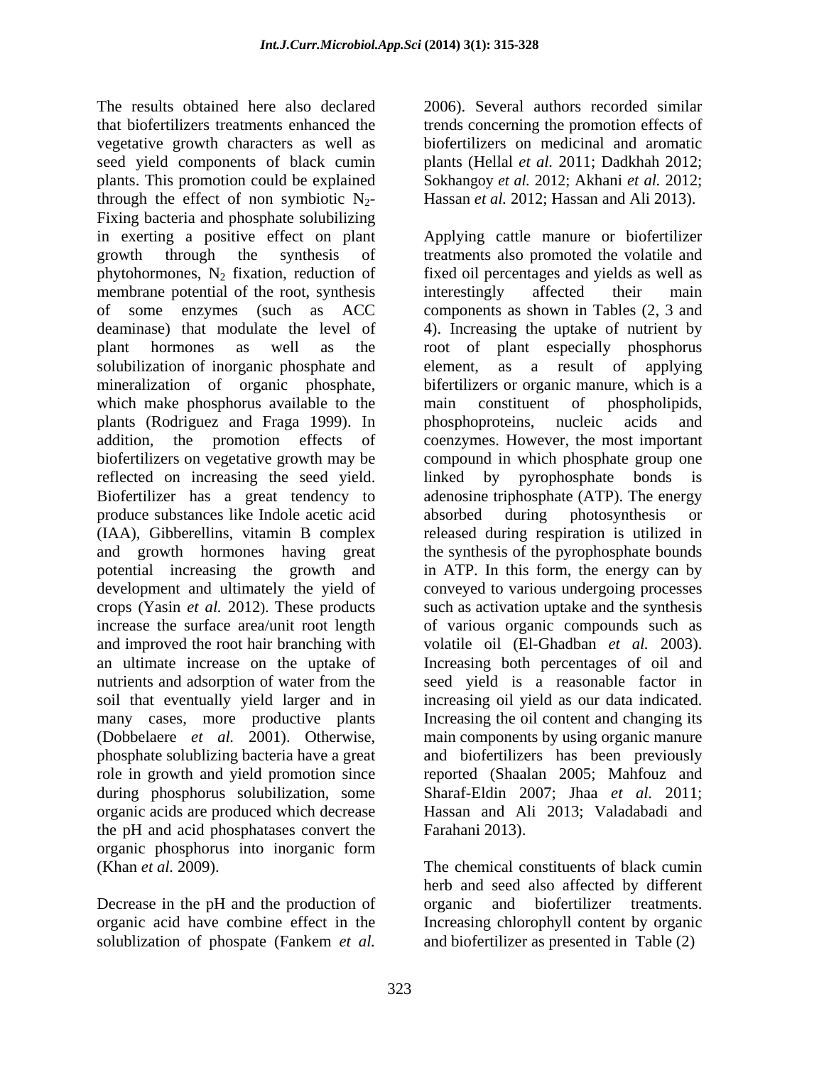The results obtained here also declared that biofertilizers treatments enhanced the vegetative growth characters as well as seed yield components of black cumin plants. This promotion could be explained through the effect of non symbiotic $N_2$-Fixing bacteria and phosphate solubilizing in exerting a positive effect on plant growth through the synthesis of phytohormones, $N_2$ fixation, reduction of membrane potential of the root, synthesis of some enzymes (such as ACC deaminase) that modulate the level of plant hormones as well as the solubilization of inorganic phosphate and mineralization of organic phosphate, which make phosphorus available to the plants (Rodriguez and Fraga 1999). In addition, the promotion effects of biofertilizers on vegetative growth may be reflected on increasing the seed yield. Biofertilizer has a great tendency to produce substances like Indole acetic acid (IAA), Gibberellins, vitamin B complex and growth hormones having great potential increasing the growth and development and ultimately the yield of crops (Yasin *et al.* 2012). These products increase the surface area/unit root length and improved the root hair branching with an ultimate increase on the uptake of nutrients and adsorption of water from the soil that eventually yield larger and in many cases, more productive plants (Dobbelaere *et al.* 2001). Otherwise, phosphate solublizing bacteria have a great role in growth and yield promotion since during phosphorus solubilization, some organic acids are produced which decrease the pH and acid phosphatases convert the organic phosphorus into inorganic form (Khan *et al.* 2009).

Decrease in the pH and the production of organic acid have combine effect in the solublization of phospate (Fankem *et al.* 2006). Several authors recorded similar trends concerning the promotion effects of biofertilizers on medicinal and aromatic plants (Hellal *et al.* 2011; Dadkhah 2012; Sokhangoy *et al.* 2012; Akhani *et al.* 2012; Hassan *et al.* 2012; Hassan and Ali 2013).

Applying cattle manure or biofertilizer treatments also promoted the volatile and fixed oil percentages and yields as well as interestingly affected their main components as shown in Tables (2, 3 and 4). Increasing the uptake of nutrient by root of plant especially phosphorus element, as a result of applying bifertilizers or organic manure, which is a main constituent of phospholipids, phosphoproteins, nucleic acids and coenzymes. However, the most important compound in which phosphate group one linked by pyrophosphate bonds is adenosine triphosphate (ATP). The energy absorbed during photosynthesis or released during respiration is utilized in the synthesis of the pyrophosphate bounds in ATP. In this form, the energy can by conveyed to various undergoing processes such as activation uptake and the synthesis of various organic compounds such as volatile oil (El-Ghadban *et al.* 2003). Increasing both percentages of oil and seed yield is a reasonable factor in increasing oil yield as our data indicated. Increasing the oil content and changing its main components by using organic manure and biofertilizers has been previously reported (Shaalan 2005; Mahfouz and Sharaf-Eldin 2007; Jhaa *et al.* 2011; Hassan and Ali 2013; Valadabadi and Farahani 2013).

The chemical constituents of black cumin herb and seed also affected by different organic and biofertilizer treatments. Increasing chlorophyll content by organic and biofertilizer as presented in Table (2)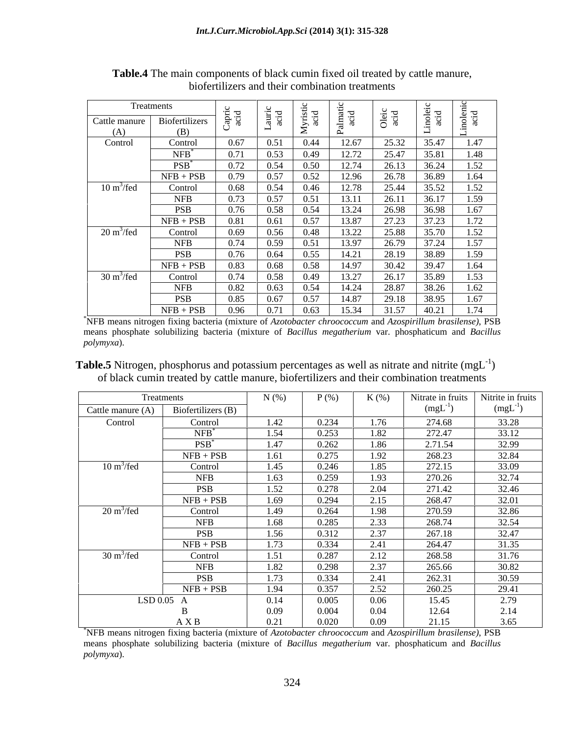**Table.4** The main components of black cumin fixed oil treated by cattle manure, biofertilizers and their combination treatments

| Treatments | | Capric acid | Lauric acid | Myristic acid | Palmatic acid | Oleic acid | Linoleic acid | Linolenic acid |
|---|---|---|---|---|---|---|---|---|
| Cattle manure (A) | Biofertilizers (B) | | | | | | | |
| Control | Control | 0.67 | 0.51 | 0.44 | 12.67 | 25.32 | 35.47 | 1.47 |
| | NFB* | 0.71 | 0.53 | 0.49 | 12.72 | 25.47 | 35.81 | 1.48 |
| | PSB* | 0.72 | 0.54 | 0.50 | 12.74 | 26.13 | 36.24 | 1.52 |
| | NFB + PSB | 0.79 | 0.57 | 0.52 | 12.96 | 26.78 | 36.89 | 1.64 |
| 10 $m^3$/fed | Control | 0.68 | 0.54 | 0.46 | 12.78 | 25.44 | 35.52 | 1.52 |
| | NFB | 0.73 | 0.57 | 0.51 | 13.11 | 26.11 | 36.17 | 1.59 |
| | PSB | 0.76 | 0.58 | 0.54 | 13.24 | 26.98 | 36.98 | 1.67 |
| | NFB + PSB | 0.81 | 0.61 | 0.57 | 13.87 | 27.23 | 37.23 | 1.72 |
| 20 $m^3$/fed | Control | 0.69 | 0.56 | 0.48 | 13.22 | 25.88 | 35.70 | 1.52 |
| | NFB | 0.74 | 0.59 | 0.51 | 13.97 | 26.79 | 37.24 | 1.57 |
| | PSB | 0.76 | 0.64 | 0.55 | 14.21 | 28.19 | 38.89 | 1.59 |
| | NFB + PSB | 0.83 | 0.68 | 0.58 | 14.97 | 30.42 | 39.47 | 1.64 |
| 30 $m^3$/fed | Control | 0.74 | 0.58 | 0.49 | 13.27 | 26.17 | 35.89 | 1.53 |
| | NFB | 0.82 | 0.63 | 0.54 | 14.24 | 28.87 | 38.26 | 1.62 |
| | PSB | 0.85 | 0.67 | 0.57 | 14.87 | 29.18 | 38.95 | 1.67 |
| | NFB + PSB | 0.96 | 0.71 | 0.63 | 15.34 | 31.57 | 40.21 | 1.74 |

*NFB means nitrogen fixing bacteria (mixture of *Azotobacter chroococcum* and *Azospirillum brasilense)*, PSB means phosphate solubilizing bacteria (mixture of *Bacillus megatherium* var. phosphaticum and *Bacillus polymyxa*).

**Table.5** Nitrogen, phosphorus and potassium percentages as well as nitrate and nitrite ($mgL^{-1}$) of black cumin treated by cattle manure, biofertilizers and their combination treatments

| Treatments | | N (%) | P (%) | K (%) | Nitrate in fruits ($mgL^{-1}$) | Nitrite in fruits ($mgL^{-1}$) |
|---|---|---|---|---|---|---|
| Cattle manure (A) | Biofertilizers (B) | | | | | |
| Control | Control | 1.42 | 0.234 | 1.76 | 274.68 | 33.28 |
| | NFB* | 1.54 | 0.253 | 1.82 | 272.47 | 33.12 |
| | PSB* | 1.47 | 0.262 | 1.86 | 2.71.54 | 32.99 |
| | NFB + PSB | 1.61 | 0.275 | 1.92 | 268.23 | 32.84 |
| 10 $m^3$/fed | Control | 1.45 | 0.246 | 1.85 | 272.15 | 33.09 |
| | NFB | 1.63 | 0.259 | 1.93 | 270.26 | 32.74 |
| | PSB | 1.52 | 0.278 | 2.04 | 271.42 | 32.46 |
| | NFB + PSB | 1.69 | 0.294 | 2.15 | 268.47 | 32.01 |
| 20 $m^3$/fed | Control | 1.49 | 0.264 | 1.98 | 270.59 | 32.86 |
| | NFB | 1.68 | 0.285 | 2.33 | 268.74 | 32.54 |
| | PSB | 1.56 | 0.312 | 2.37 | 267.18 | 32.47 |
| | NFB + PSB | 1.73 | 0.334 | 2.41 | 264.47 | 31.35 |
| 30 $m^3$/fed | Control | 1.51 | 0.287 | 2.12 | 268.58 | 31.76 |
| | NFB | 1.82 | 0.298 | 2.37 | 265.66 | 30.82 |
| | PSB | 1.73 | 0.334 | 2.41 | 262.31 | 30.59 |
| | NFB + PSB | 1.94 | 0.357 | 2.52 | 260.25 | 29.41 |
| LSD 0.05 A | | 0.14 | 0.005 | 0.06 | 15.45 | 2.79 |
| B | | 0.09 | 0.004 | 0.04 | 12.64 | 2.14 |
| A X B | | 0.21 | 0.020 | 0.09 | 21.15 | 3.65 |

*NFB means nitrogen fixing bacteria (mixture of *Azotobacter chroococcum* and *Azospirillum brasilense)*, PSB means phosphate solubilizing bacteria (mixture of *Bacillus megatherium* var. phosphaticum and *Bacillus polymyxa*).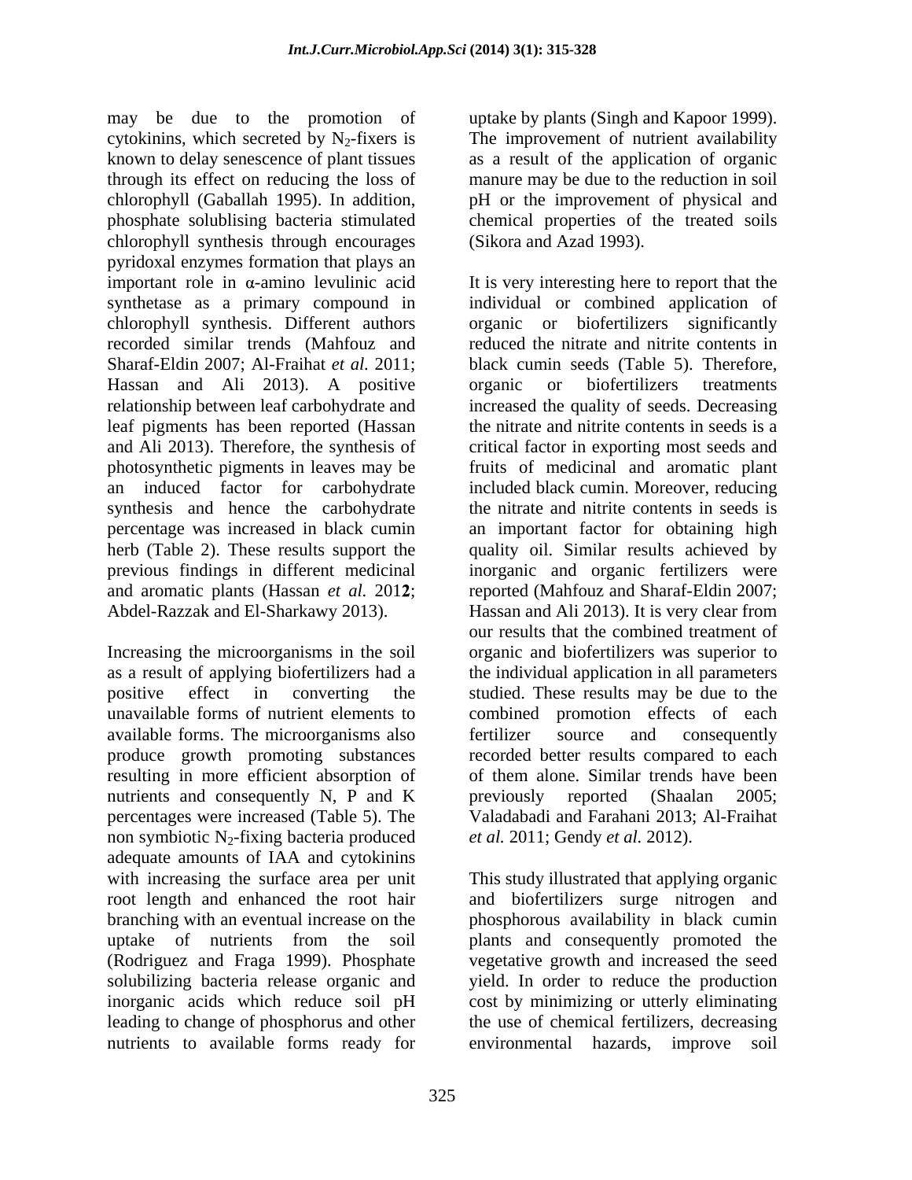may be due to the promotion of cytokinins, which secreted by $N_2$-fixers is known to delay senescence of plant tissues through its effect on reducing the loss of chlorophyll (Gaballah 1995). In addition, phosphate solublising bacteria stimulated chlorophyll synthesis through encourages pyridoxal enzymes formation that plays an important role in α-amino levulinic acid synthetase as a primary compound in chlorophyll synthesis. Different authors recorded similar trends (Mahfouz and Sharaf-Eldin 2007; Al-Fraihat *et al.* 2011; Hassan and Ali 2013). A positive relationship between leaf carbohydrate and leaf pigments has been reported (Hassan and Ali 2013). Therefore, the synthesis of photosynthetic pigments in leaves may be an induced factor for carbohydrate synthesis and hence the carbohydrate percentage was increased in black cumin herb (Table 2). These results support the previous findings in different medicinal and aromatic plants (Hassan *et al.* 201**2**; Abdel-Razzak and El-Sharkawy 2013).

Increasing the microorganisms in the soil as a result of applying biofertilizers had a positive effect in converting the unavailable forms of nutrient elements to available forms. The microorganisms also produce growth promoting substances resulting in more efficient absorption of nutrients and consequently N, P and K percentages were increased (Table 5). The non symbiotic $N_2$-fixing bacteria produced adequate amounts of IAA and cytokinins with increasing the surface area per unit root length and enhanced the root hair branching with an eventual increase on the uptake of nutrients from the soil (Rodriguez and Fraga 1999). Phosphate solubilizing bacteria release organic and inorganic acids which reduce soil pH leading to change of phosphorus and other nutrients to available forms ready for uptake by plants (Singh and Kapoor 1999). The improvement of nutrient availability as a result of the application of organic manure may be due to the reduction in soil pH or the improvement of physical and chemical properties of the treated soils (Sikora and Azad 1993).

It is very interesting here to report that the individual or combined application of organic or biofertilizers significantly reduced the nitrate and nitrite contents in black cumin seeds (Table 5). Therefore, organic or biofertilizers treatments increased the quality of seeds. Decreasing the nitrate and nitrite contents in seeds is a critical factor in exporting most seeds and fruits of medicinal and aromatic plant included black cumin. Moreover, reducing the nitrate and nitrite contents in seeds is an important factor for obtaining high quality oil. Similar results achieved by inorganic and organic fertilizers were reported (Mahfouz and Sharaf-Eldin 2007; Hassan and Ali 2013). It is very clear from our results that the combined treatment of organic and biofertilizers was superior to the individual application in all parameters studied. These results may be due to the combined promotion effects of each fertilizer source and consequently recorded better results compared to each of them alone. Similar trends have been previously reported (Shaalan 2005; Valadabadi and Farahani 2013; Al-Fraihat *et al.* 2011; Gendy *et al.* 2012).

This study illustrated that applying organic and biofertilizers surge nitrogen and phosphorous availability in black cumin plants and consequently promoted the vegetative growth and increased the seed yield. In order to reduce the production cost by minimizing or utterly eliminating the use of chemical fertilizers, decreasing environmental hazards, improve soil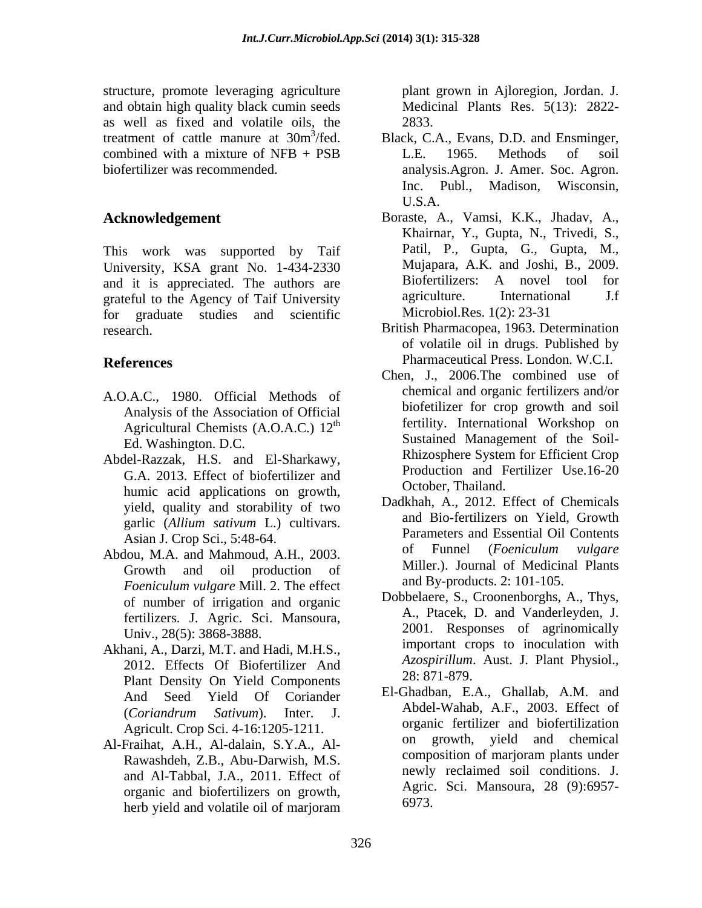structure, promote leveraging agriculture and obtain high quality black cumin seeds as well as fixed and volatile oils, the treatment of cattle manure at $30m^3$/fed. combined with a mixture of NFB + PSB biofertilizer was recommended.

## Acknowledgement

This work was supported by Taif University, KSA grant No. 1-434-2330 and it is appreciated. The authors are grateful to the Agency of Taif University for graduate studies and scientific research.

## References

A.O.A.C., 1980. Official Methods of Analysis of the Association of Official Agricultural Chemists (A.O.A.C.) 12th Ed. Washington. D.C.

Abdel-Razzak, H.S. and El-Sharkawy, G.A. 2013. Effect of biofertilizer and humic acid applications on growth, yield, quality and storability of two garlic (*Allium sativum* L.) cultivars. Asian J. Crop Sci., 5:48-64.

Abdou, M.A. and Mahmoud, A.H., 2003. Growth and oil production of *Foeniculum vulgare* Mill. 2. The effect of number of irrigation and organic fertilizers. J. Agric. Sci. Mansoura, Univ., 28(5): 3868-3888.

Akhani, A., Darzi, M.T. and Hadi, M.H.S., 2012. Effects Of Biofertilizer And Plant Density On Yield Components And Seed Yield Of Coriander (*Coriandrum Sativum*). Inter. J. Agricult. Crop Sci. 4-16:1205-1211.

Al-Fraihat, A.H., Al-dalain, S.Y.A., Al-Rawashdeh, Z.B., Abu-Darwish, M.S. and Al-Tabbal, J.A., 2011. Effect of organic and biofertilizers on growth, herb yield and volatile oil of marjoram plant grown in Ajloregion, Jordan. J. Medicinal Plants Res. 5(13): 2822-2833.

Black, C.A., Evans, D.D. and Ensminger, L.E. 1965. Methods of soil analysis.Agron. J. Amer. Soc. Agron. Inc. Publ., Madison, Wisconsin, U.S.A.

Boraste, A., Vamsi, K.K., Jhadav, A., Khairnar, Y., Gupta, N., Trivedi, S., Patil, P., Gupta, G., Gupta, M., Mujapara, A.K. and Joshi, B., 2009. Biofertilizers: A novel tool for agriculture. International J.f Microbiol.Res. 1(2): 23-31

British Pharmacopea, 1963. Determination of volatile oil in drugs. Published by Pharmaceutical Press. London. W.C.I.

Chen, J., 2006.The combined use of chemical and organic fertilizers and/or biofetilizer for crop growth and soil fertility. International Workshop on Sustained Management of the Soil-Rhizosphere System for Efficient Crop Production and Fertilizer Use.16-20 October, Thailand.

Dadkhah, A., 2012. Effect of Chemicals and Bio-fertilizers on Yield, Growth Parameters and Essential Oil Contents of Funnel (*Foeniculum vulgare* Miller.). Journal of Medicinal Plants and By-products. 2: 101-105.

Dobbelaere, S., Croonenborghs, A., Thys, A., Ptacek, D. and Vanderleyden, J. 2001. Responses of agrinomically important crops to inoculation with *Azospirillum*. Aust. J. Plant Physiol., 28: 871-879.

El-Ghadban, E.A., Ghallab, A.M. and Abdel-Wahab, A.F., 2003. Effect of organic fertilizer and biofertilization on growth, yield and chemical composition of marjoram plants under newly reclaimed soil conditions. J. Agric. Sci. Mansoura, 28 (9):6957-6973.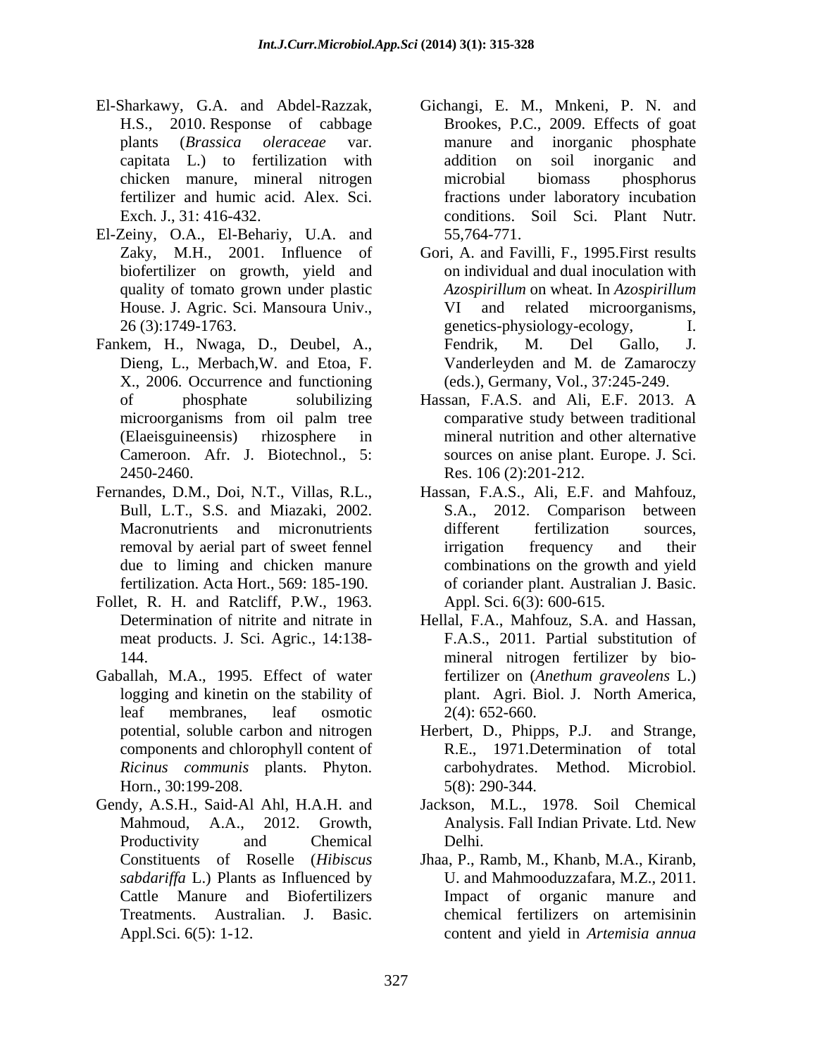El-Sharkawy, G.A. and Abdel-Razzak, H.S., 2010. Response of cabbage plants (*Brassica oleraceae* var. capitata L.) to fertilization with chicken manure, mineral nitrogen fertilizer and humic acid. Alex. Sci. Exch. J., 31: 416-432.

El-Zeiny, O.A., El-Behariy, U.A. and Zaky, M.H., 2001. Influence of biofertilizer on growth, yield and quality of tomato grown under plastic House. J. Agric. Sci. Mansoura Univ., 26 (3):1749-1763.

Fankem, H., Nwaga, D., Deubel, A., Dieng, L., Merbach,W. and Etoa, F. X., 2006. Occurrence and functioning of phosphate solubilizing microorganisms from oil palm tree (Elaeisguineensis) rhizosphere in Cameroon. Afr. J. Biotechnol., 5: 2450-2460.

Fernandes, D.M., Doi, N.T., Villas, R.L., Bull, L.T., S.S. and Miazaki, 2002. Macronutrients and micronutrients removal by aerial part of sweet fennel due to liming and chicken manure fertilization. Acta Hort., 569: 185-190.

Follet, R. H. and Ratcliff, P.W., 1963. Determination of nitrite and nitrate in meat products. J. Sci. Agric., 14:138-144.

Gaballah, M.A., 1995. Effect of water logging and kinetin on the stability of leaf membranes, leaf osmotic potential, soluble carbon and nitrogen components and chlorophyll content of *Ricinus communis* plants. Phyton. Horn., 30:199-208.

Gendy, A.S.H., Said-Al Ahl, H.A.H. and Mahmoud, A.A., 2012. Growth, Productivity and Chemical Constituents of Roselle (*Hibiscus sabdariffa* L.) Plants as Influenced by Cattle Manure and Biofertilizers Treatments. Australian. J. Basic. Appl.Sci. 6(5): 1-12.

Gichangi, E. M., Mnkeni, P. N. and Brookes, P.C., 2009. Effects of goat manure and inorganic phosphate addition on soil inorganic and microbial biomass phosphorus fractions under laboratory incubation conditions. Soil Sci. Plant Nutr. 55,764-771.

Gori, A. and Favilli, F., 1995.First results on individual and dual inoculation with *Azospirillum* on wheat. In *Azospirillum* VI and related microorganisms, genetics-physiology-ecology, I. Fendrik, M. Del Gallo, J. Vanderleyden and M. de Zamaroczy (eds.), Germany, Vol., 37:245-249.

Hassan, F.A.S. and Ali, E.F. 2013. A comparative study between traditional mineral nutrition and other alternative sources on anise plant. Europe. J. Sci. Res. 106 (2):201-212.

Hassan, F.A.S., Ali, E.F. and Mahfouz, S.A., 2012. Comparison between different fertilization sources, irrigation frequency and their combinations on the growth and yield of coriander plant. Australian J. Basic. Appl. Sci. 6(3): 600-615.

Hellal, F.A., Mahfouz, S.A. and Hassan, F.A.S., 2011. Partial substitution of mineral nitrogen fertilizer by bio-fertilizer on (*Anethum graveolens* L.) plant. Agri. Biol. J. North America, 2(4): 652-660.

Herbert, D., Phipps, P.J. and Strange, R.E., 1971.Determination of total carbohydrates. Method. Microbiol. 5(8): 290-344.

Jackson, M.L., 1978. Soil Chemical Analysis. Fall Indian Private. Ltd. New Delhi.

Jhaa, P., Ramb, M., Khanb, M.A., Kiranb, U. and Mahmooduzzafara, M.Z., 2011. Impact of organic manure and chemical fertilizers on artemisinin content and yield in *Artemisia annua*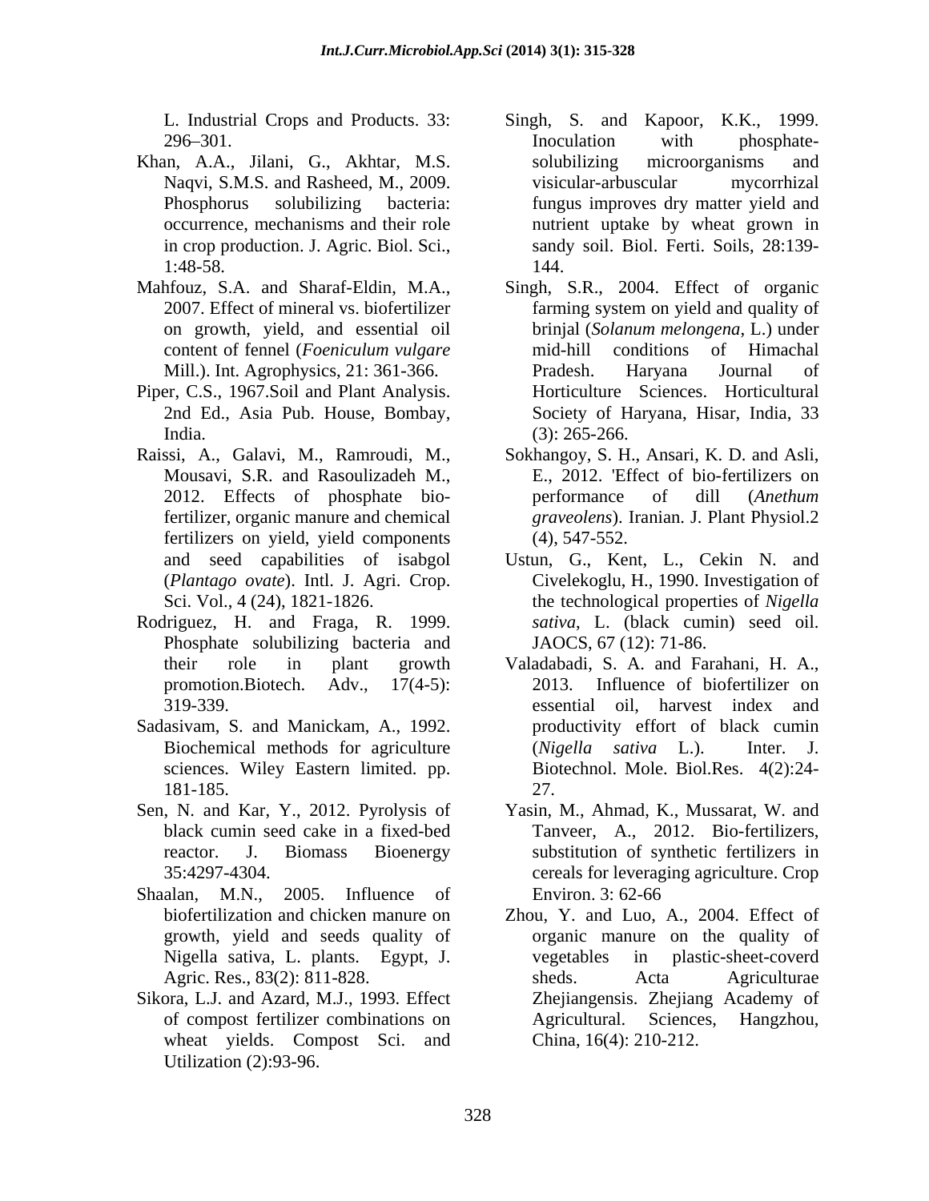L. Industrial Crops and Products. 33: 296–301.

Khan, A.A., Jilani, G., Akhtar, M.S. Naqvi, S.M.S. and Rasheed, M., 2009. Phosphorus solubilizing bacteria: occurrence, mechanisms and their role in crop production. J. Agric. Biol. Sci., 1:48-58.

Mahfouz, S.A. and Sharaf-Eldin, M.A., 2007. Effect of mineral vs. biofertilizer on growth, yield, and essential oil content of fennel (*Foeniculum vulgare* Mill.). Int. Agrophysics, 21: 361-366.

Piper, C.S., 1967.Soil and Plant Analysis. 2nd Ed., Asia Pub. House, Bombay, India.

Raissi, A., Galavi, M., Ramroudi, M., Mousavi, S.R. and Rasoulizadeh M., 2012. Effects of phosphate bio-fertilizer, organic manure and chemical fertilizers on yield, yield components and seed capabilities of isabgol (*Plantago ovate*). Intl. J. Agri. Crop. Sci. Vol., 4 (24), 1821-1826.

Rodriguez, H. and Fraga, R. 1999. Phosphate solubilizing bacteria and their role in plant growth promotion.Biotech. Adv., 17(4-5): 319-339.

Sadasivam, S. and Manickam, A., 1992. Biochemical methods for agriculture sciences. Wiley Eastern limited. pp. 181-185.

Sen, N. and Kar, Y., 2012. Pyrolysis of black cumin seed cake in a fixed-bed reactor. J. Biomass Bioenergy 35:4297-4304.

Shaalan, M.N., 2005. Influence of biofertilization and chicken manure on growth, yield and seeds quality of Nigella sativa, L. plants. Egypt, J. Agric. Res., 83(2): 811-828.

Sikora, L.J. and Azard, M.J., 1993. Effect of compost fertilizer combinations on wheat yields. Compost Sci. and Utilization (2):93-96.

Singh, S. and Kapoor, K.K., 1999. Inoculation with phosphate-solubilizing microorganisms and visicular-arbuscular mycorrhizal fungus improves dry matter yield and nutrient uptake by wheat grown in sandy soil. Biol. Ferti. Soils, 28:139-144.

Singh, S.R., 2004. Effect of organic farming system on yield and quality of brinjal (*Solanum melongena*, L.) under mid-hill conditions of Himachal Pradesh. Haryana Journal of Horticulture Sciences. Horticultural Society of Haryana, Hisar, India, 33 (3): 265-266.

Sokhangoy, S. H., Ansari, K. D. and Asli, E., 2012. 'Effect of bio-fertilizers on performance of dill (*Anethum graveolens*). Iranian. J. Plant Physiol.2 (4), 547-552.

Ustun, G., Kent, L., Cekin N. and Civelekoglu, H., 1990. Investigation of the technological properties of *Nigella sativa*, L. (black cumin) seed oil. JAOCS, 67 (12): 71-86.

Valadabadi, S. A. and Farahani, H. A., 2013. Influence of biofertilizer on essential oil, harvest index and productivity effort of black cumin (*Nigella sativa* L.). Inter. J. Biotechnol. Mole. Biol.Res. 4(2):24-27.

Yasin, M., Ahmad, K., Mussarat, W. and Tanveer, A., 2012. Bio-fertilizers, substitution of synthetic fertilizers in cereals for leveraging agriculture. Crop Environ. 3: 62-66

Zhou, Y. and Luo, A., 2004. Effect of organic manure on the quality of vegetables in plastic-sheet-coverd sheds. Acta Agriculturae Zhejiangensis. Zhejiang Academy of Agricultural. Sciences, Hangzhou, China, 16(4): 210-212.